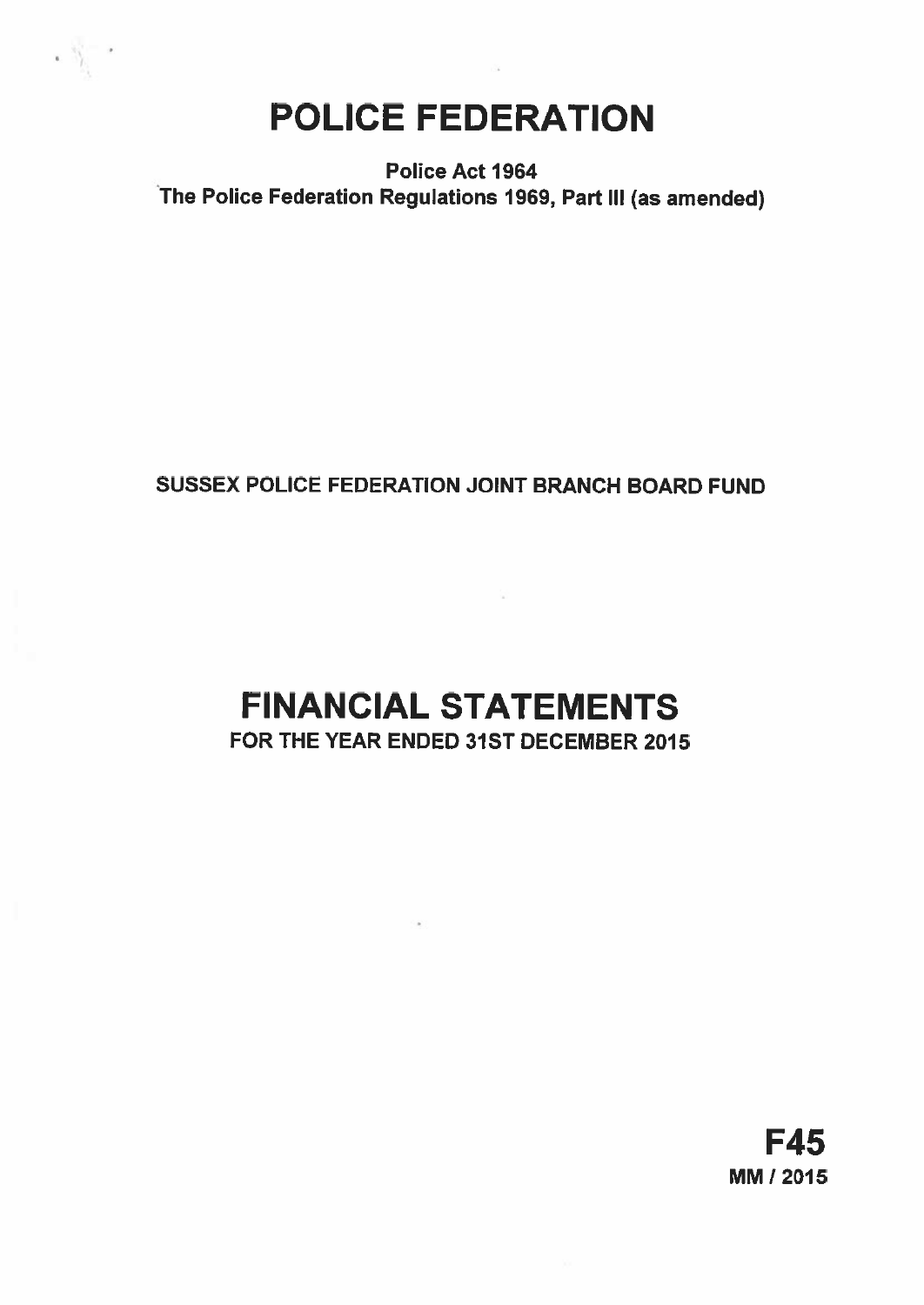# POLICE FEDERATION

**Police Act 1964**
**The Police Federation Regulations 1969, Part III (as amended)**

**SUSSEX POLICE FEDERATION JOINT BRANCH BOARD FUND**

# FINANCIAL STATEMENTS

**FOR THE YEAR ENDED 31ST DECEMBER 2015**

**F45**
**MM / 2015**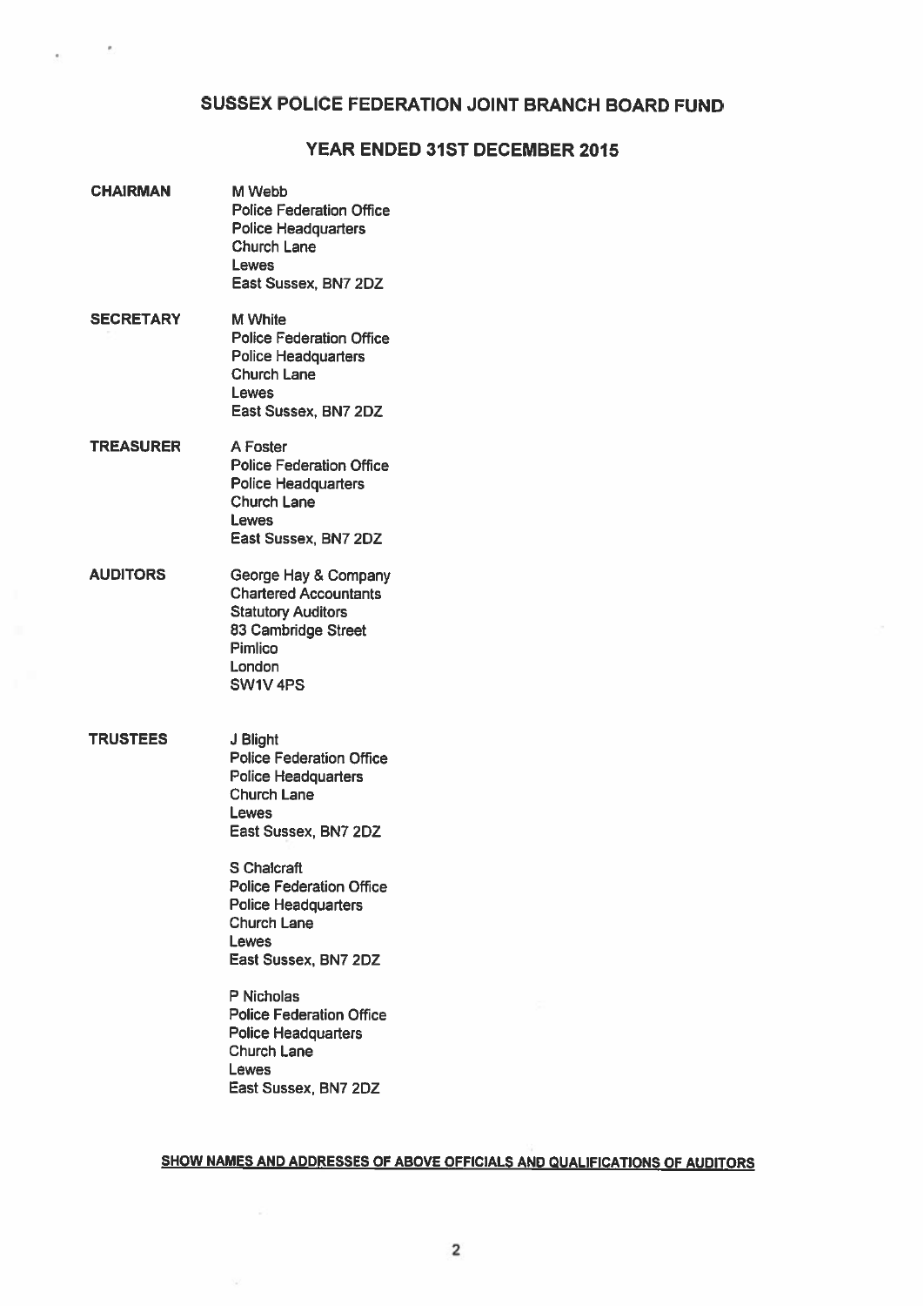# SUSSEX POLICE FEDERATION JOINT BRANCH BOARD FUND

## YEAR ENDED 31ST DECEMBER 2015

**CHAIRMAN**

M Webb
Police Federation Office
Police Headquarters
Church Lane
Lewes
East Sussex, BN7 2DZ

**SECRETARY**

M White
Police Federation Office
Police Headquarters
Church Lane
Lewes
East Sussex, BN7 2DZ

**TREASURER**

A Foster
Police Federation Office
Police Headquarters
Church Lane
Lewes
East Sussex, BN7 2DZ

**AUDITORS**

George Hay & Company
Chartered Accountants
Statutory Auditors
83 Cambridge Street
Pimlico
London
SW1V 4PS

**TRUSTEES**

J Blight
Police Federation Office
Police Headquarters
Church Lane
Lewes
East Sussex, BN7 2DZ

S Chalcraft
Police Federation Office
Police Headquarters
Church Lane
Lewes
East Sussex, BN7 2DZ

P Nicholas
Police Federation Office
Police Headquarters
Church Lane
Lewes
East Sussex, BN7 2DZ

**SHOW NAMES AND ADDRESSES OF ABOVE OFFICIALS AND QUALIFICATIONS OF AUDITORS**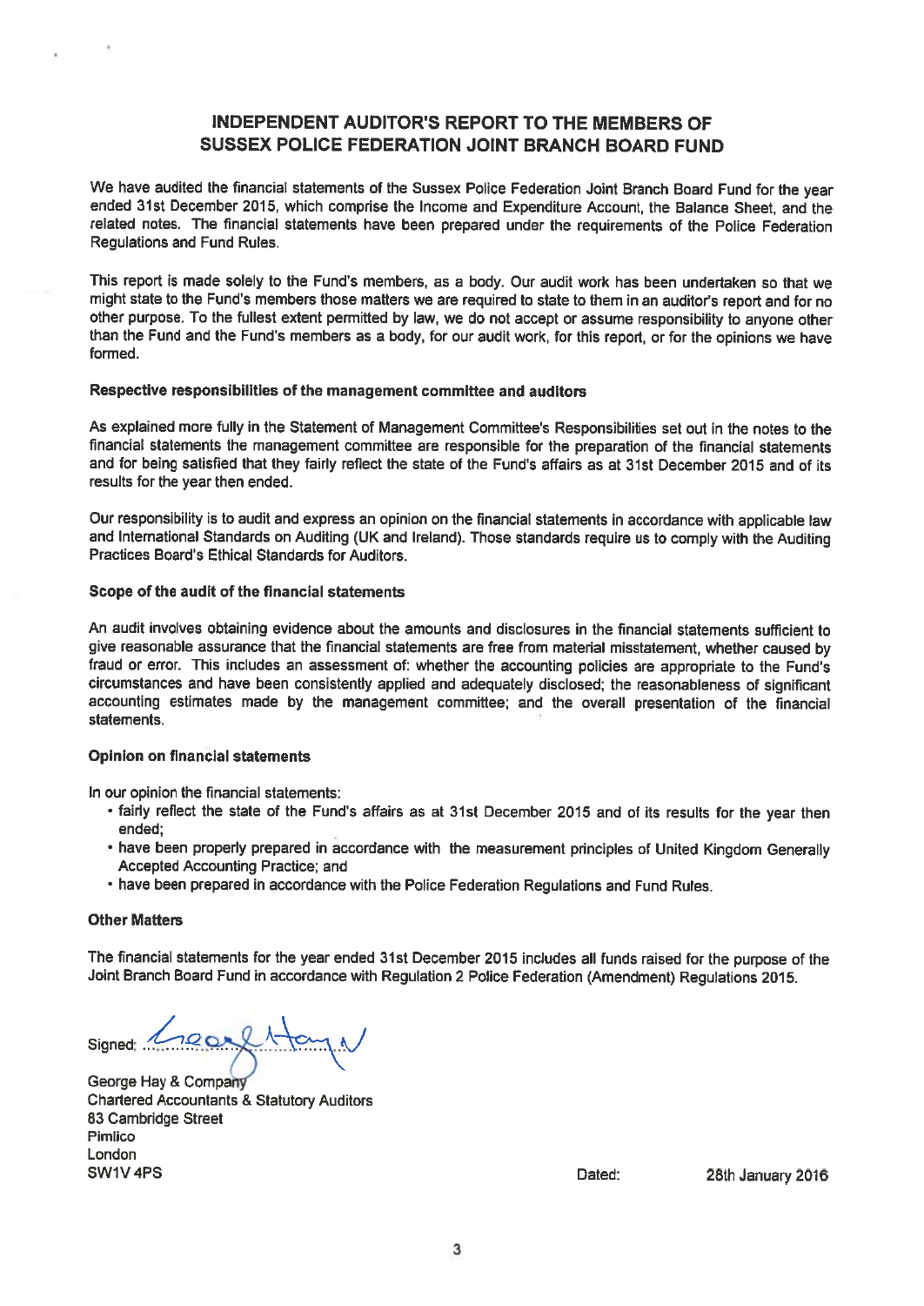# INDEPENDENT AUDITOR'S REPORT TO THE MEMBERS OF SUSSEX POLICE FEDERATION JOINT BRANCH BOARD FUND

We have audited the financial statements of the Sussex Police Federation Joint Branch Board Fund for the year ended 31st December 2015, which comprise the Income and Expenditure Account, the Balance Sheet, and the related notes. The financial statements have been prepared under the requirements of the Police Federation Regulations and Fund Rules.

This report is made solely to the Fund's members, as a body. Our audit work has been undertaken so that we might state to the Fund's members those matters we are required to state to them in an auditor's report and for no other purpose. To the fullest extent permitted by law, we do not accept or assume responsibility to anyone other than the Fund and the Fund's members as a body, for our audit work, for this report, or for the opinions we have formed.

**Respective responsibilities of the management committee and auditors**

As explained more fully in the Statement of Management Committee's Responsibilities set out in the notes to the financial statements the management committee are responsible for the preparation of the financial statements and for being satisfied that they fairly reflect the state of the Fund's affairs as at 31st December 2015 and of its results for the year then ended.

Our responsibility is to audit and express an opinion on the financial statements in accordance with applicable law and International Standards on Auditing (UK and Ireland). Those standards require us to comply with the Auditing Practices Board's Ethical Standards for Auditors.

**Scope of the audit of the financial statements**

An audit involves obtaining evidence about the amounts and disclosures in the financial statements sufficient to give reasonable assurance that the financial statements are free from material misstatement, whether caused by fraud or error. This includes an assessment of: whether the accounting policies are appropriate to the Fund's circumstances and have been consistently applied and adequately disclosed; the reasonableness of significant accounting estimates made by the management committee; and the overall presentation of the financial statements.

**Opinion on financial statements**

In our opinion the financial statements:

- fairly reflect the state of the Fund's affairs as at 31st December 2015 and of its results for the year then ended;
- have been properly prepared in accordance with the measurement principles of United Kingdom Generally Accepted Accounting Practice; and
- have been prepared in accordance with the Police Federation Regulations and Fund Rules.

**Other Matters**

The financial statements for the year ended 31st December 2015 includes all funds raised for the purpose of the Joint Branch Board Fund in accordance with Regulation 2 Police Federation (Amendment) Regulations 2015.

Signed: George Hay

George Hay & Company
Chartered Accountants & Statutory Auditors
83 Cambridge Street
Pimlico
London
SW1V 4PS

Dated: 28th January 2016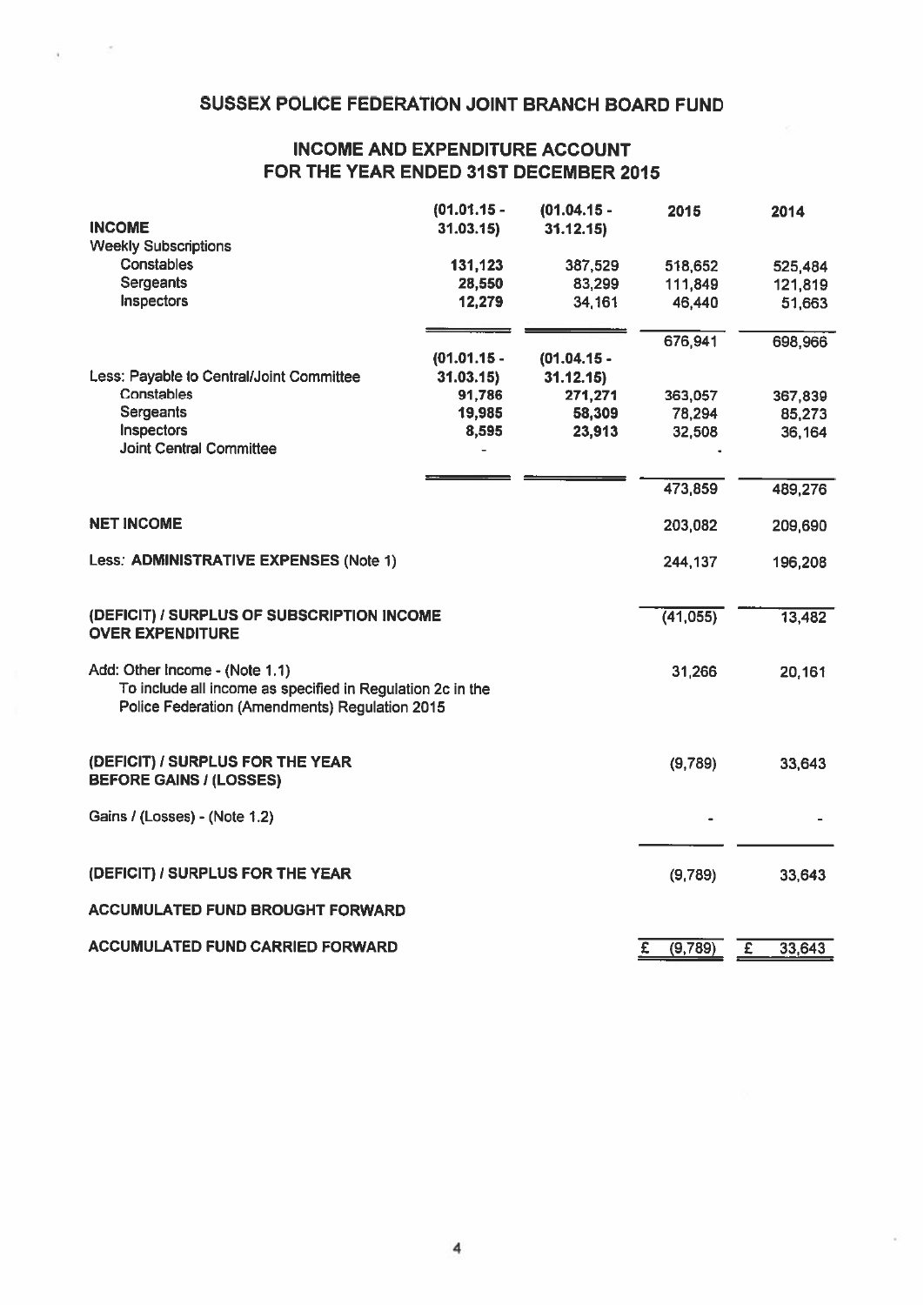# SUSSEX POLICE FEDERATION JOINT BRANCH BOARD FUND

## INCOME AND EXPENDITURE ACCOUNT FOR THE YEAR ENDED 31ST DECEMBER 2015

| | (01.01.15 - 31.03.15) | (01.04.15 - 31.12.15) | 2015 | 2014 |
|---|---|---|---|---|
| **INCOME** | | | | |
| Weekly Subscriptions | | | | |
| Constables | 131,123 | 387,529 | 518,652 | 525,484 |
| Sergeants | 28,550 | 83,299 | 111,849 | 121,819 |
| Inspectors | 12,279 | 34,161 | 46,440 | 51,663 |
| | | | 676,941 | 698,966 |
| | (01.01.15 - 31.03.15) | (01.04.15 - 31.12.15) | | |
| Less: Payable to Central/Joint Committee | | | | |
| Constables | 91,786 | 271,271 | 363,057 | 367,839 |
| Sergeants | 19,985 | 58,309 | 78,294 | 85,273 |
| Inspectors | 8,595 | 23,913 | 32,508 | 36,164 |
| Joint Central Committee | - | | - | |
| | | | 473,859 | 489,276 |
| **NET INCOME** | | | 203,082 | 209,690 |
| Less: **ADMINISTRATIVE EXPENSES** (Note 1) | | | 244,137 | 196,208 |
| **(DEFICIT) / SURPLUS OF SUBSCRIPTION INCOME OVER EXPENDITURE** | | | (41,055) | 13,482 |
| Add: Other Income - (Note 1.1) To include all income as specified in Regulation 2c in the Police Federation (Amendments) Regulation 2015 | | | 31,266 | 20,161 |
| **(DEFICIT) / SURPLUS FOR THE YEAR BEFORE GAINS / (LOSSES)** | | | (9,789) | 33,643 |
| Gains / (Losses) - (Note 1.2) | | | - | - |
| **(DEFICIT) / SURPLUS FOR THE YEAR** | | | (9,789) | 33,643 |
| **ACCUMULATED FUND BROUGHT FORWARD** | | | | |
| **ACCUMULATED FUND CARRIED FORWARD** | | | £ (9,789) | £ 33,643 |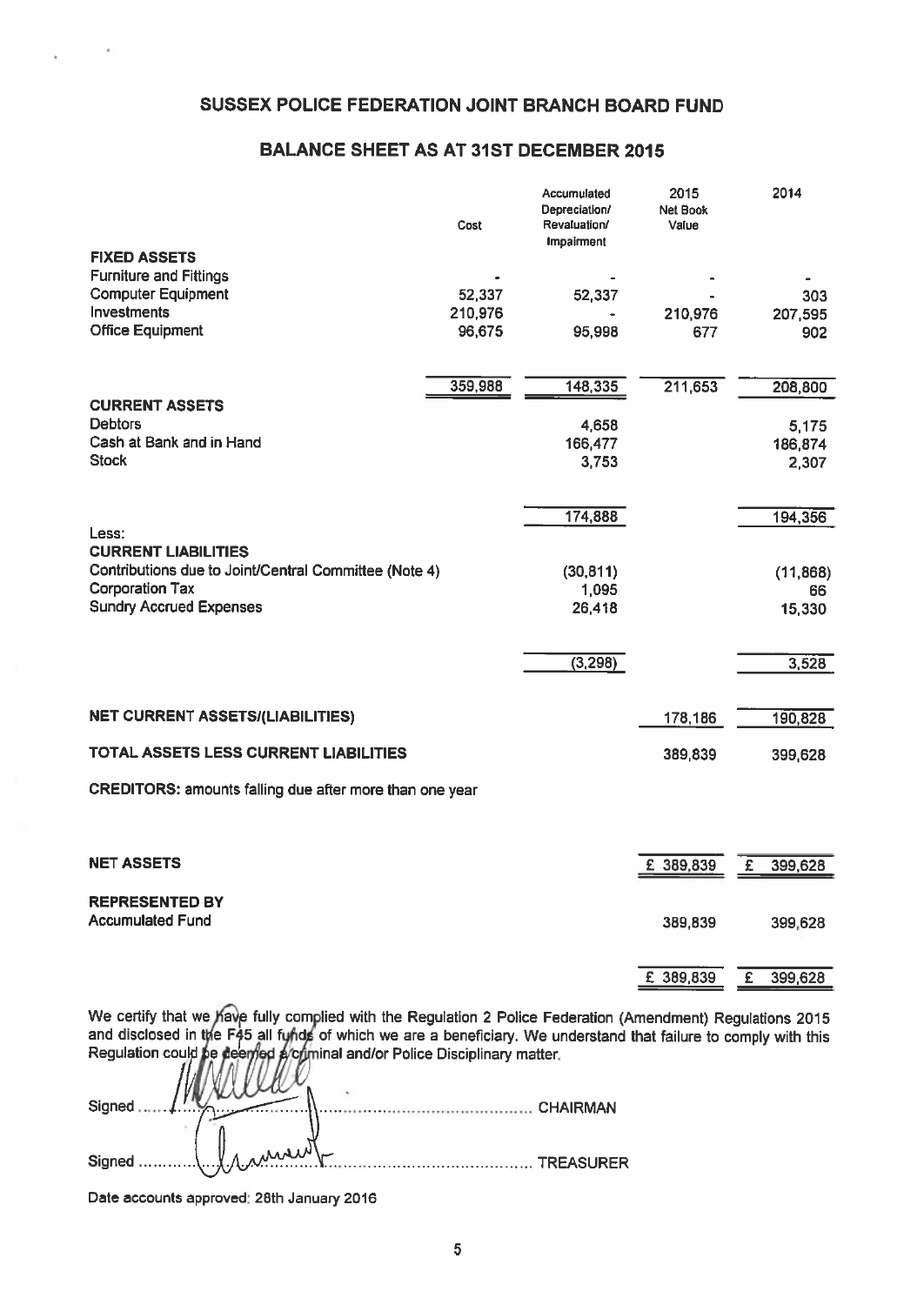# SUSSEX POLICE FEDERATION JOINT BRANCH BOARD FUND

## BALANCE SHEET AS AT 31ST DECEMBER 2015

| | Cost | Accumulated Depreciation/ Revaluation/ Impairment | 2015 Net Book Value | 2014 |
|---|---|---|---|---|
| **FIXED ASSETS** | | | | |
| Furniture and Fittings | - | - | - | - |
| Computer Equipment | 52,337 | 52,337 | - | 303 |
| Investments | 210,976 | - | 210,976 | 207,595 |
| Office Equipment | 96,675 | 95,998 | 677 | 902 |
| | 359,988 | 148,335 | 211,653 | 208,800 |
| **CURRENT ASSETS** | | | | |
| Debtors | | 4,658 | | 5,175 |
| Cash at Bank and in Hand | | 166,477 | | 186,874 |
| Stock | | 3,753 | | 2,307 |
| | | 174,888 | | 194,356 |
| Less: | | | | |
| **CURRENT LIABILITIES** | | | | |
| Contributions due to Joint/Central Committee (Note 4) | | (30,811) | | (11,868) |
| Corporation Tax | | 1,095 | | 66 |
| Sundry Accrued Expenses | | 26,418 | | 15,330 |
| | | (3,298) | | 3,528 |
| **NET CURRENT ASSETS/(LIABILITIES)** | | | 178,186 | 190,828 |
| **TOTAL ASSETS LESS CURRENT LIABILITIES** | | | 389,839 | 399,628 |
| **CREDITORS:** amounts falling due after more than one year | | | | |
| **NET ASSETS** | | | £ 389,839 | £ 399,628 |
| **REPRESENTED BY** | | | | |
| Accumulated Fund | | | 389,839 | 399,628 |
| | | | £ 389,839 | £ 399,628 |

We certify that we have fully complied with the Regulation 2 Police Federation (Amendment) Regulations 2015 and disclosed in the F45 all funds of which we are a beneficiary. We understand that failure to comply with this Regulation could be deemed a criminal and/or Police Disciplinary matter.

Signed ........................................................ CHAIRMAN

Signed ........................................................ TREASURER

Date accounts approved: 28th January 2016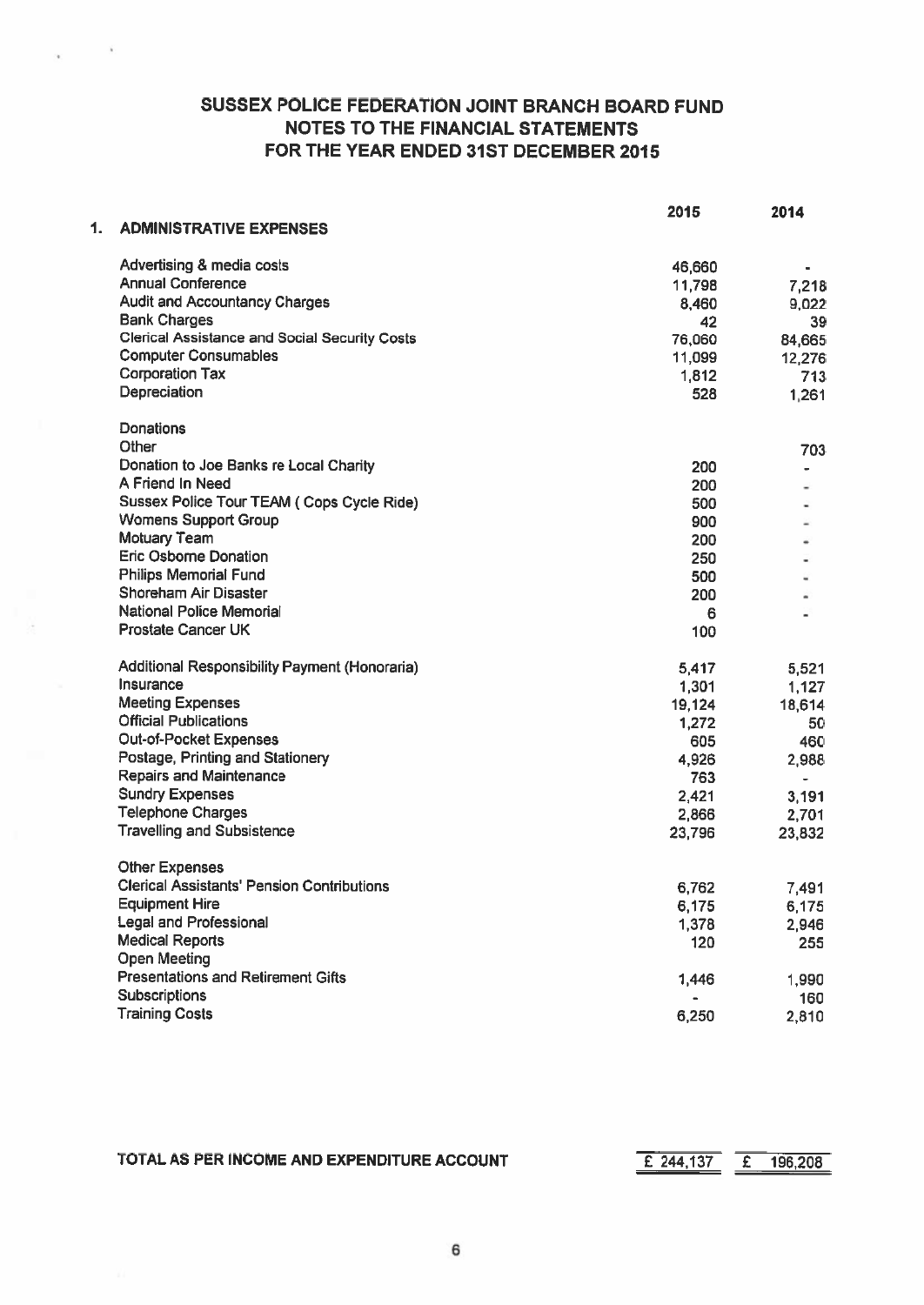# SUSSEX POLICE FEDERATION JOINT BRANCH BOARD FUND
## NOTES TO THE FINANCIAL STATEMENTS
## FOR THE YEAR ENDED 31ST DECEMBER 2015

| **1. ADMINISTRATIVE EXPENSES** | **2015** | **2014** |
|---|---|---|
| Advertising & media costs | 46,660 | - |
| Annual Conference | 11,798 | 7,218 |
| Audit and Accountancy Charges | 8,460 | 9,022 |
| Bank Charges | 42 | 39 |
| Clerical Assistance and Social Security Costs | 76,060 | 84,665 |
| Computer Consumables | 11,099 | 12,276 |
| Corporation Tax | 1,812 | 713 |
| Depreciation | 528 | 1,261 |
| | | |
| Donations | | |
| Other | | 703 |
| Donation to Joe Banks re Local Charity | 200 | - |
| A Friend In Need | 200 | - |
| Sussex Police Tour TEAM ( Cops Cycle Ride) | 500 | - |
| Womens Support Group | 900 | - |
| Motuary Team | 200 | - |
| Eric Osborne Donation | 250 | - |
| Philips Memorial Fund | 500 | - |
| Shoreham Air Disaster | 200 | - |
| National Police Memorial | 6 | - |
| Prostate Cancer UK | 100 | |
| | | |
| Additional Responsibility Payment (Honoraria) | 5,417 | 5,521 |
| Insurance | 1,301 | 1,127 |
| Meeting Expenses | 19,124 | 18,614 |
| Official Publications | 1,272 | 50 |
| Out-of-Pocket Expenses | 605 | 460 |
| Postage, Printing and Stationery | 4,926 | 2,988 |
| Repairs and Maintenance | 763 | - |
| Sundry Expenses | 2,421 | 3,191 |
| Telephone Charges | 2,866 | 2,701 |
| Travelling and Subsistence | 23,796 | 23,832 |
| | | |
| Other Expenses | | |
| Clerical Assistants' Pension Contributions | 6,762 | 7,491 |
| Equipment Hire | 6,175 | 6,175 |
| Legal and Professional | 1,378 | 2,946 |
| Medical Reports | 120 | 255 |
| Open Meeting | | |
| Presentations and Retirement Gifts | 1,446 | 1,990 |
| Subscriptions | - | 160 |
| Training Costs | 6,250 | 2,810 |
| | | |
| **TOTAL AS PER INCOME AND EXPENDITURE ACCOUNT** | £ 244,137 | £ 196,208 |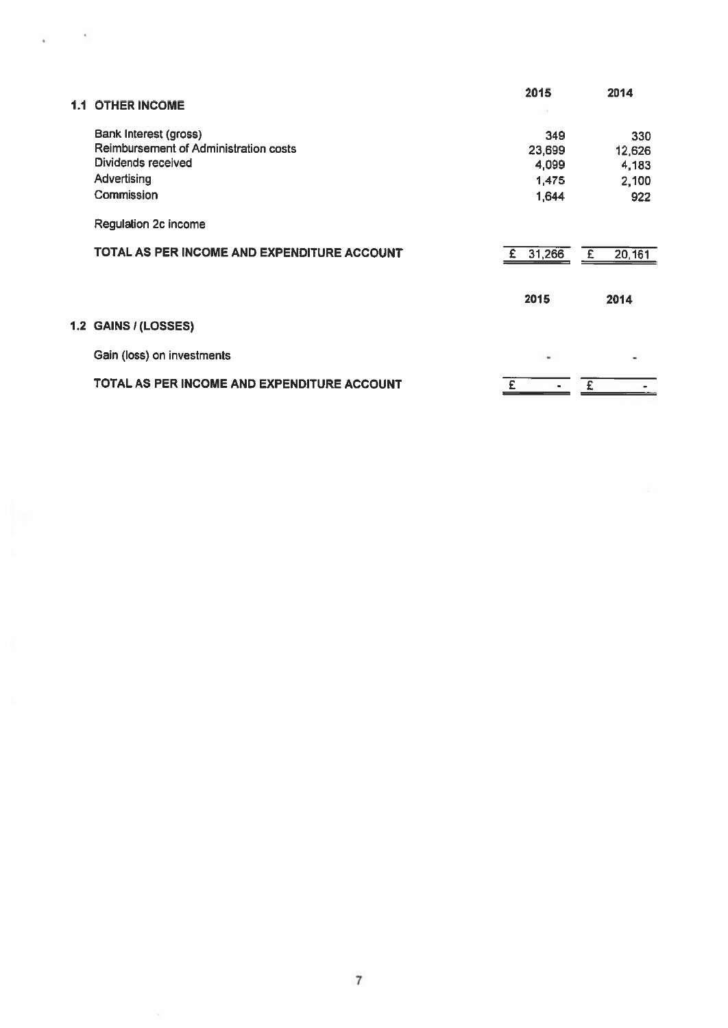## 1.1 OTHER INCOME

| | 2015 | 2014 |
|---|---|---|
| Bank Interest (gross) | 349 | 330 |
| Reimbursement of Administration costs | 23,699 | 12,626 |
| Dividends received | 4,099 | 4,183 |
| Advertising | 1,475 | 2,100 |
| Commission | 1,644 | 922 |
| Regulation 2c income | | |
| **TOTAL AS PER INCOME AND EXPENDITURE ACCOUNT** | £ 31,266 | £ 20,161 |

## 1.2 GAINS / (LOSSES)

| | 2015 | 2014 |
|---|---|---|
| Gain (loss) on investments | - | - |
| **TOTAL AS PER INCOME AND EXPENDITURE ACCOUNT** | £ - | £ - |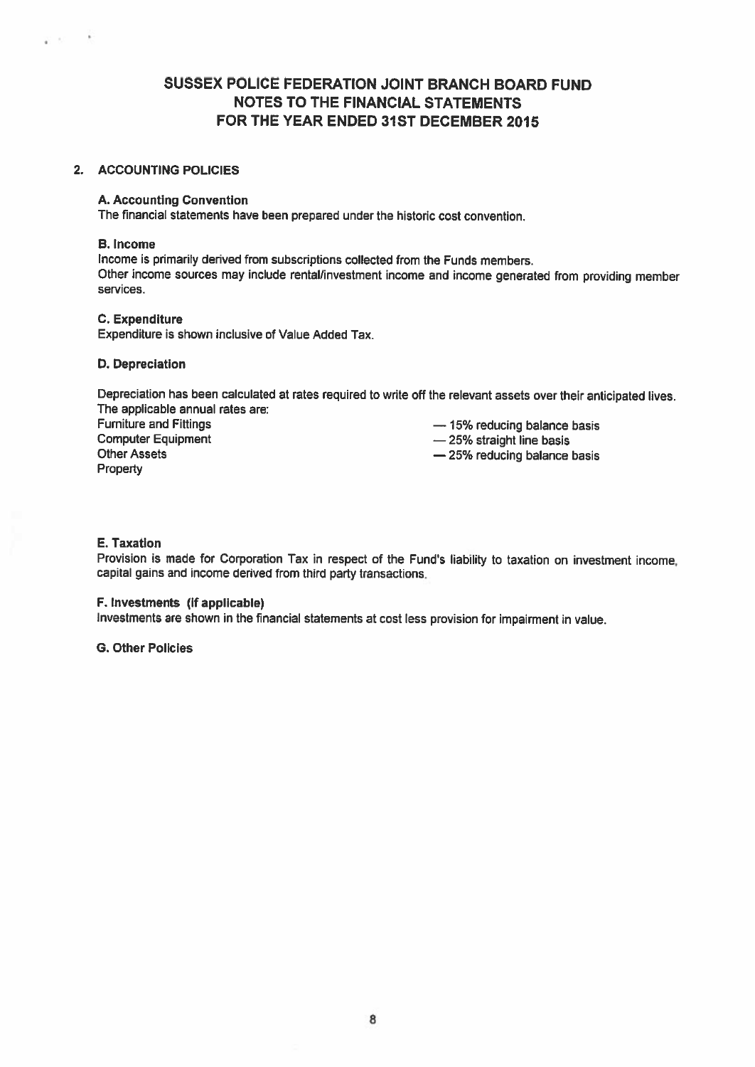# SUSSEX POLICE FEDERATION JOINT BRANCH BOARD FUND
## NOTES TO THE FINANCIAL STATEMENTS
## FOR THE YEAR ENDED 31ST DECEMBER 2015

### 2. ACCOUNTING POLICIES

**A. Accounting Convention**

The financial statements have been prepared under the historic cost convention.

**B. Income**

Income is primarily derived from subscriptions collected from the Funds members.
Other income sources may include rental/investment income and income generated from providing member services.

**C. Expenditure**

Expenditure is shown inclusive of Value Added Tax.

**D. Depreciation**

Depreciation has been calculated at rates required to write off the relevant assets over their anticipated lives.
The applicable annual rates are:

| | |
|---|---|
| Furniture and Fittings | — 15% reducing balance basis |
| Computer Equipment | — 25% straight line basis |
| Other Assets | — 25% reducing balance basis |
| Property | |

**E. Taxation**

Provision is made for Corporation Tax in respect of the Fund's liability to taxation on investment income, capital gains and income derived from third party transactions.

**F. Investments (if applicable)**

Investments are shown in the financial statements at cost less provision for impairment in value.

**G. Other Policies**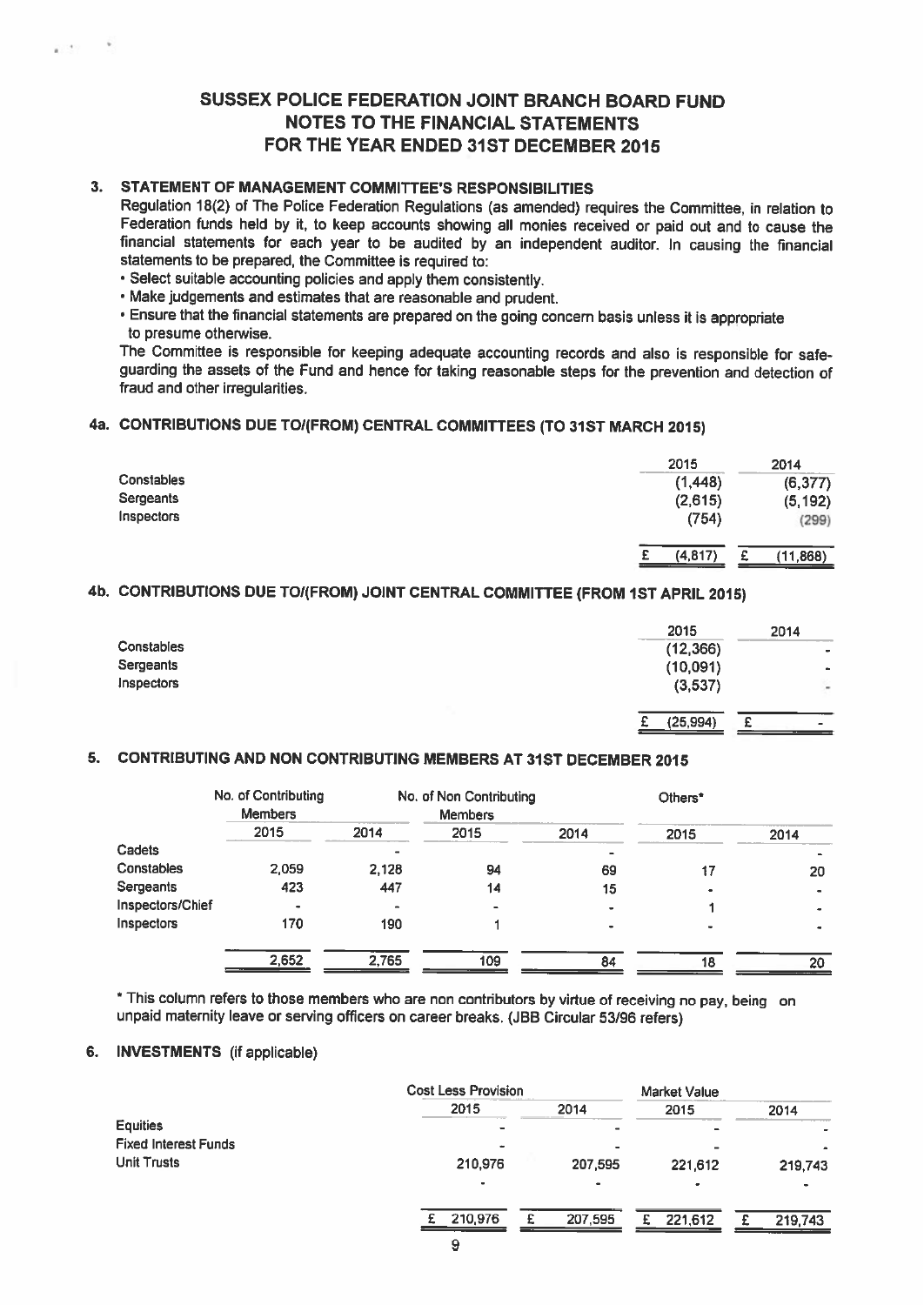# SUSSEX POLICE FEDERATION JOINT BRANCH BOARD FUND
## NOTES TO THE FINANCIAL STATEMENTS
## FOR THE YEAR ENDED 31ST DECEMBER 2015

### 3. STATEMENT OF MANAGEMENT COMMITTEE'S RESPONSIBILITIES

Regulation 18(2) of The Police Federation Regulations (as amended) requires the Committee, in relation to Federation funds held by it, to keep accounts showing all monies received or paid out and to cause the financial statements for each year to be audited by an independent auditor. In causing the financial statements to be prepared, the Committee is required to:

- Select suitable accounting policies and apply them consistently.
- Make judgements and estimates that are reasonable and prudent.
- Ensure that the financial statements are prepared on the going concern basis unless it is appropriate to presume otherwise.

The Committee is responsible for keeping adequate accounting records and also is responsible for safeguarding the assets of the Fund and hence for taking reasonable steps for the prevention and detection of fraud and other irregularities.

### 4a. CONTRIBUTIONS DUE TO/(FROM) CENTRAL COMMITTEES (TO 31ST MARCH 2015)

| | 2015 | 2014 |
|---|---|---|
| Constables | (1,448) | (6,377) |
| Sergeants | (2,615) | (5,192) |
| Inspectors | (754) | (299) |
| | £ (4,817) | £ (11,868) |

### 4b. CONTRIBUTIONS DUE TO/(FROM) JOINT CENTRAL COMMITTEE (FROM 1ST APRIL 2015)

| | 2015 | 2014 |
|---|---|---|
| Constables | (12,366) | - |
| Sergeants | (10,091) | - |
| Inspectors | (3,537) | - |
| | £ (25,994) | £ - |

### 5. CONTRIBUTING AND NON CONTRIBUTING MEMBERS AT 31ST DECEMBER 2015

| | No. of Contributing Members | | No. of Non Contributing Members | | Others* | |
|---|---|---|---|---|---|---|
| | 2015 | 2014 | 2015 | 2014 | 2015 | 2014 |
| Cadets | | - | | - | | - |
| Constables | 2,059 | 2,128 | 94 | 69 | 17 | 20 |
| Sergeants | 423 | 447 | 14 | 15 | - | - |
| Inspectors/Chief | - | - | - | - | 1 | - |
| Inspectors | 170 | 190 | 1 | - | - | - |
| | 2,652 | 2,765 | 109 | 84 | 18 | 20 |

\* This column refers to those members who are non contributors by virtue of receiving no pay, being on unpaid maternity leave or serving officers on career breaks. (JBB Circular 53/96 refers)

### 6. INVESTMENTS (if applicable)

| | Cost Less Provision | | Market Value | |
|---|---|---|---|---|
| | 2015 | 2014 | 2015 | 2014 |
| Equities | - | - | - | - |
| Fixed Interest Funds | - | - | - | - |
| Unit Trusts | 210,976 | 207,595 | 221,612 | 219,743 |
| | - | - | - | - |
| | £ 210,976 | £ 207,595 | £ 221,612 | £ 219,743 |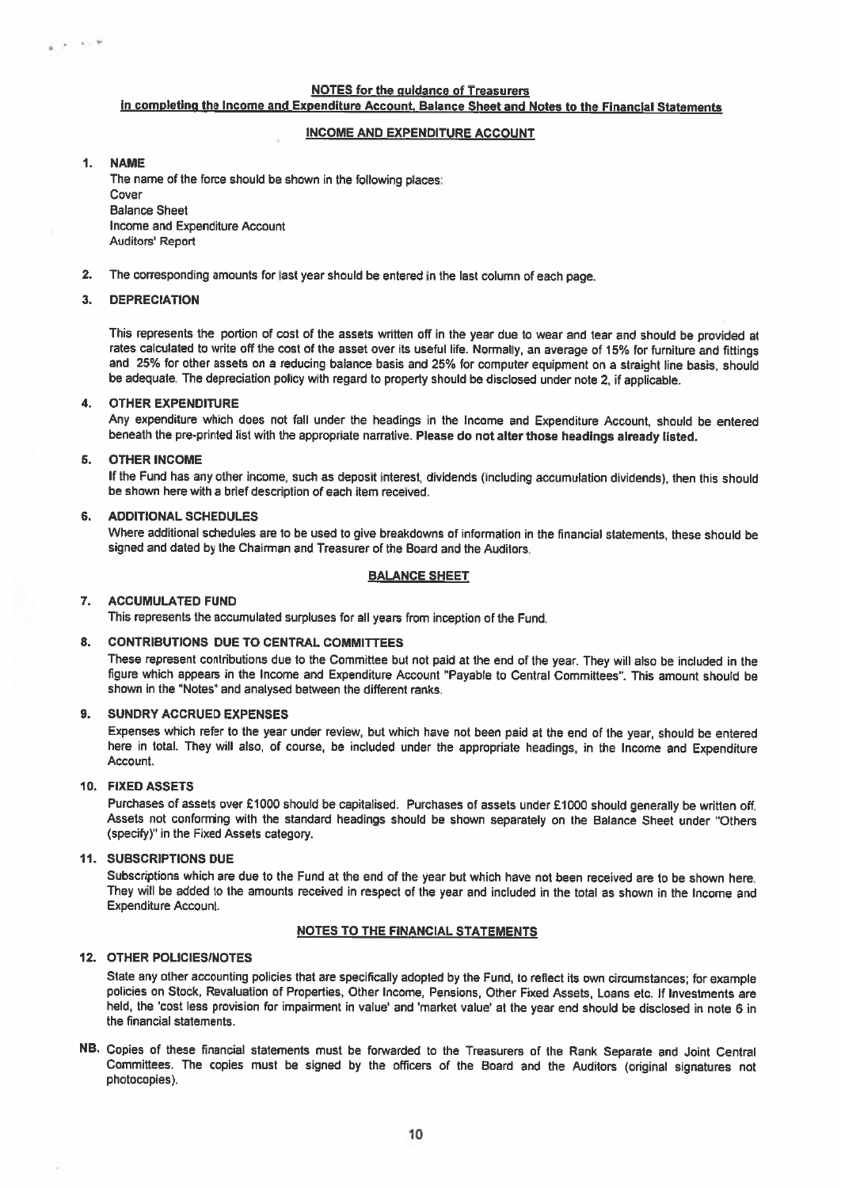## NOTES for the guidance of Treasurers
## in completing the Income and Expenditure Account, Balance Sheet and Notes to the Financial Statements

### INCOME AND EXPENDITURE ACCOUNT

**1. NAME**

The name of the force should be shown in the following places:
Cover
Balance Sheet
Income and Expenditure Account
Auditors' Report

**2.** The corresponding amounts for last year should be entered in the last column of each page.

**3. DEPRECIATION**

This represents the portion of cost of the assets written off in the year due to wear and tear and should be provided at rates calculated to write off the cost of the asset over its useful life. Normally, an average of 15% for furniture and fittings and 25% for other assets on a reducing balance basis and 25% for computer equipment on a straight line basis, should be adequate. The depreciation policy with regard to property should be disclosed under note 2, if applicable.

**4. OTHER EXPENDITURE**

Any expenditure which does not fall under the headings in the Income and Expenditure Account, should be entered beneath the pre-printed list with the appropriate narrative. **Please do not alter those headings already listed.**

**5. OTHER INCOME**

If the Fund has any other income, such as deposit interest, dividends (including accumulation dividends), then this should be shown here with a brief description of each item received.

**6. ADDITIONAL SCHEDULES**

Where additional schedules are to be used to give breakdowns of information in the financial statements, these should be signed and dated by the Chairman and Treasurer of the Board and the Auditors.

### BALANCE SHEET

**7. ACCUMULATED FUND**

This represents the accumulated surpluses for all years from inception of the Fund.

**8. CONTRIBUTIONS DUE TO CENTRAL COMMITTEES**

These represent contributions due to the Committee but not paid at the end of the year. They will also be included in the figure which appears in the Income and Expenditure Account "Payable to Central Committees". This amount should be shown in the "Notes" and analysed between the different ranks.

**9. SUNDRY ACCRUED EXPENSES**

Expenses which refer to the year under review, but which have not been paid at the end of the year, should be entered here in total. They will also, of course, be included under the appropriate headings, in the Income and Expenditure Account.

**10. FIXED ASSETS**

Purchases of assets over £1000 should be capitalised. Purchases of assets under £1000 should generally be written off. Assets not conforming with the standard headings should be shown separately on the Balance Sheet under "Others (specify)" in the Fixed Assets category.

**11. SUBSCRIPTIONS DUE**

Subscriptions which are due to the Fund at the end of the year but which have not been received are to be shown here. They will be added to the amounts received in respect of the year and included in the total as shown in the Income and Expenditure Account.

### NOTES TO THE FINANCIAL STATEMENTS

**12. OTHER POLICIES/NOTES**

State any other accounting policies that are specifically adopted by the Fund, to reflect its own circumstances; for example policies on Stock, Revaluation of Properties, Other Income, Pensions, Other Fixed Assets, Loans etc. If Investments are held, the 'cost less provision for impairment in value' and 'market value' at the year end should be disclosed in note 6 in the financial statements.

**NB.** Copies of these financial statements must be forwarded to the Treasurers of the Rank Separate and Joint Central Committees. The copies must be signed by the officers of the Board and the Auditors (original signatures not photocopies).